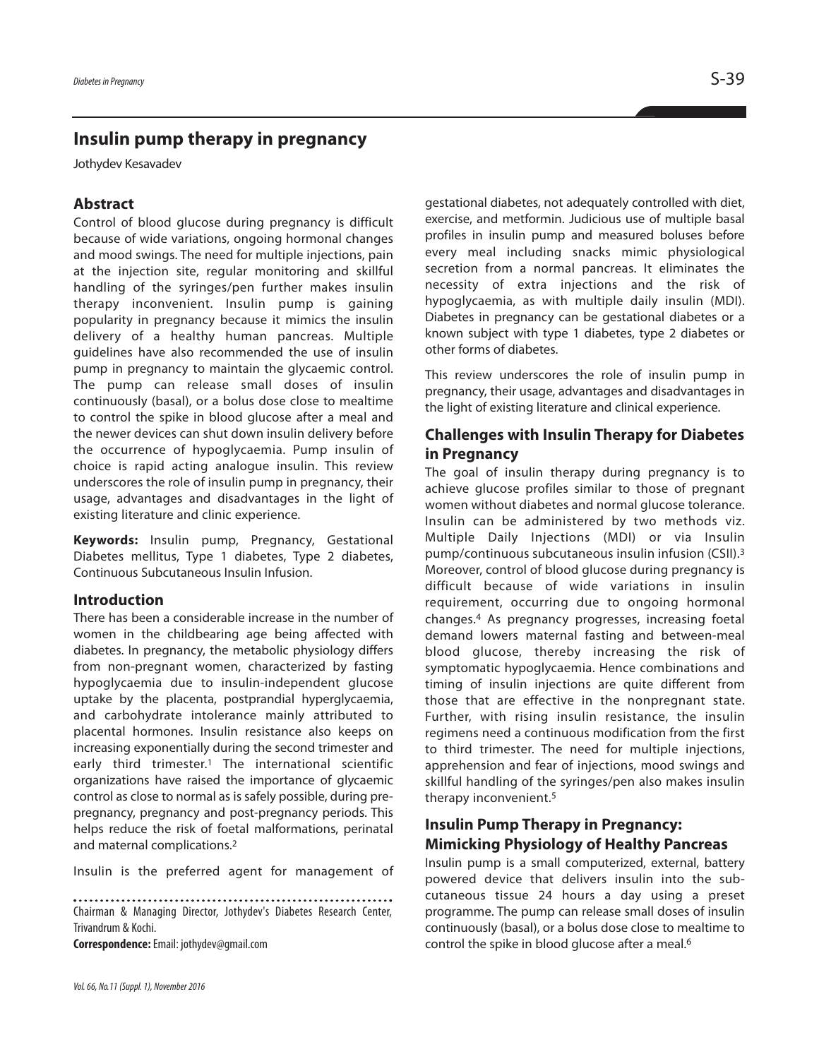# Insulin pump therapy in pregnancy

Jothydev Kesavadev

## Abstract

Control of blood glucose during pregnancy is difficult because of wide variations, ongoing hormonal changes and mood swings. The need for multiple injections, pain at the injection site, regular monitoring and skillful handling of the syringes/pen further makes insulin therapy inconvenient. Insulin pump is gaining popularity in pregnancy because it mimics the insulin delivery of a healthy human pancreas. Multiple guidelines have also recommended the use of insulin pump in pregnancy to maintain the glycaemic control. The pump can release small doses of insulin continuously (basal), or a bolus dose close to mealtime to control the spike in blood glucose after a meal and the newer devices can shut down insulin delivery before the occurrence of hypoglycaemia. Pump insulin of choice is rapid acting analogue insulin. This review underscores the role of insulin pump in pregnancy, their usage, advantages and disadvantages in the light of existing literature and clinic experience.

**Keywords:** Insulin pump, Pregnancy, Gestational Diabetes mellitus, Type 1 diabetes, Type 2 diabetes, Continuous Subcutaneous Insulin Infusion.

## Introduction

There has been a considerable increase in the number of women in the childbearing age being affected with diabetes. In pregnancy, the metabolic physiology differs from non-pregnant women, characterized by fasting hypoglycaemia due to insulin-independent glucose uptake by the placenta, postprandial hyperglycaemia, and carbohydrate intolerance mainly attributed to placental hormones. Insulin resistance also keeps on increasing exponentially during the second trimester and early third trimester.[1] The international scientific organizations have raised the importance of glycaemic control as close to normal as is safely possible, during pre-pregnancy, pregnancy and post-pregnancy periods. This helps reduce the risk of foetal malformations, perinatal and maternal complications.[2]

Insulin is the preferred agent for management of gestational diabetes, not adequately controlled with diet, exercise, and metformin. Judicious use of multiple basal profiles in insulin pump and measured boluses before every meal including snacks mimic physiological secretion from a normal pancreas. It eliminates the necessity of extra injections and the risk of hypoglycaemia, as with multiple daily insulin (MDI). Diabetes in pregnancy can be gestational diabetes or a known subject with type 1 diabetes, type 2 diabetes or other forms of diabetes.

This review underscores the role of insulin pump in pregnancy, their usage, advantages and disadvantages in the light of existing literature and clinical experience.

## Challenges with Insulin Therapy for Diabetes in Pregnancy

The goal of insulin therapy during pregnancy is to achieve glucose profiles similar to those of pregnant women without diabetes and normal glucose tolerance. Insulin can be administered by two methods viz. Multiple Daily Injections (MDI) or via Insulin pump/continuous subcutaneous insulin infusion (CSII).[3] Moreover, control of blood glucose during pregnancy is difficult because of wide variations in insulin requirement, occurring due to ongoing hormonal changes.[4] As pregnancy progresses, increasing foetal demand lowers maternal fasting and between-meal blood glucose, thereby increasing the risk of symptomatic hypoglycaemia. Hence combinations and timing of insulin injections are quite different from those that are effective in the nonpregnant state. Further, with rising insulin resistance, the insulin regimens need a continuous modification from the first to third trimester. The need for multiple injections, apprehension and fear of injections, mood swings and skillful handling of the syringes/pen also makes insulin therapy inconvenient.[5]

## Insulin Pump Therapy in Pregnancy: Mimicking Physiology of Healthy Pancreas

Insulin pump is a small computerized, external, battery powered device that delivers insulin into the sub-cutaneous tissue 24 hours a day using a preset programme. The pump can release small doses of insulin continuously (basal), or a bolus dose close to mealtime to control the spike in blood glucose after a meal.[6]

Chairman & Managing Director, Jothydev's Diabetes Research Center, Trivandrum & Kochi.

**Correspondence:** Email: jothydev@gmail.com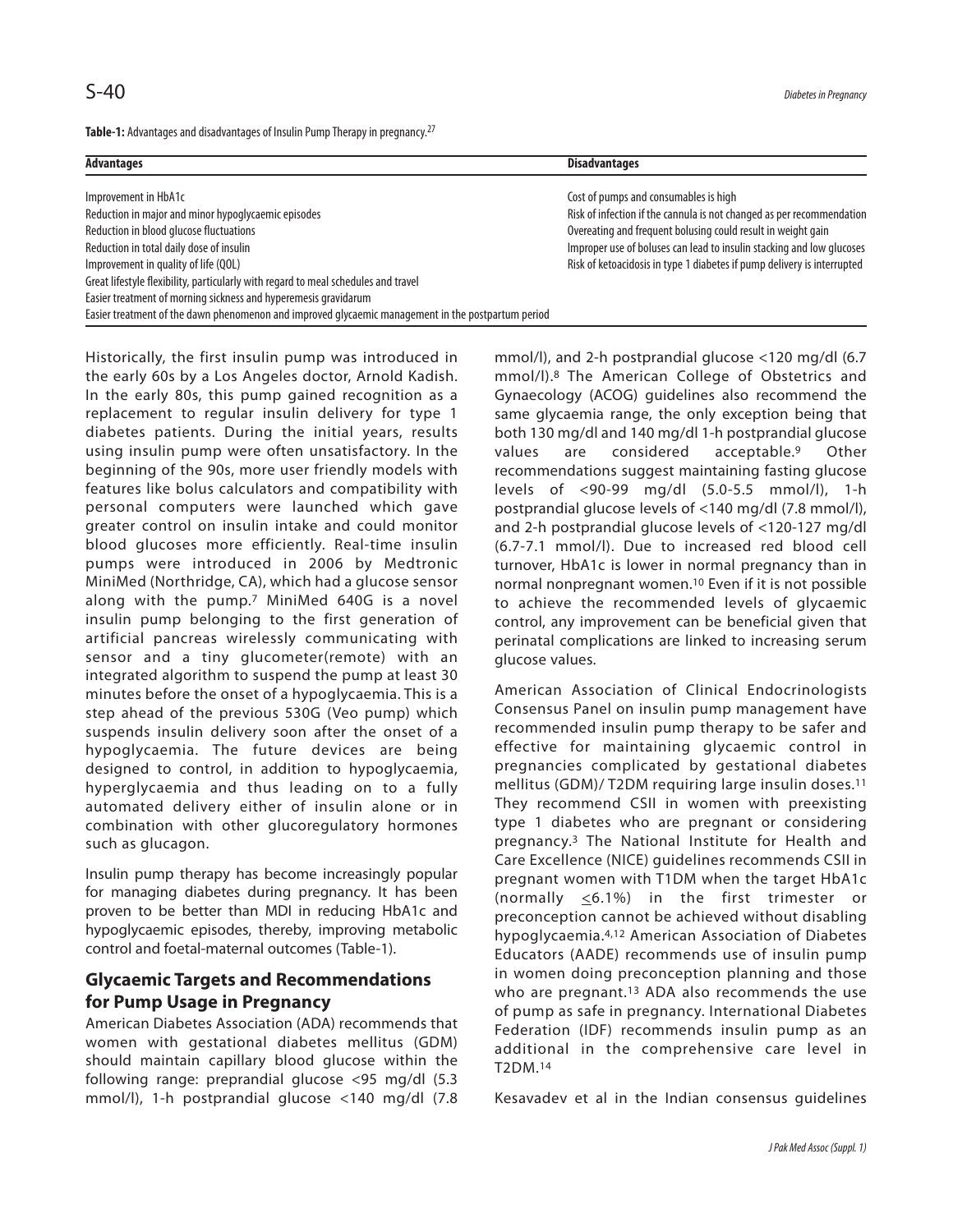**Table-1:** Advantages and disadvantages of Insulin Pump Therapy in pregnancy.[27]

| Advantages | Disadvantages |
|---|---|
| Improvement in HbA1c | Cost of pumps and consumables is high |
| Reduction in major and minor hypoglycaemic episodes | Risk of infection if the cannula is not changed as per recommendation |
| Reduction in blood glucose fluctuations | Overeating and frequent bolusing could result in weight gain |
| Reduction in total daily dose of insulin | Improper use of boluses can lead to insulin stacking and low glucoses |
| Improvement in quality of life (QOL) | Risk of ketoacidosis in type 1 diabetes if pump delivery is interrupted |
| Great lifestyle flexibility, particularly with regard to meal schedules and travel | |
| Easier treatment of morning sickness and hyperemesis gravidarum | |
| Easier treatment of the dawn phenomenon and improved glycaemic management in the postpartum period | |

Historically, the first insulin pump was introduced in the early 60s by a Los Angeles doctor, Arnold Kadish. In the early 80s, this pump gained recognition as a replacement to regular insulin delivery for type 1 diabetes patients. During the initial years, results using insulin pump were often unsatisfactory. In the beginning of the 90s, more user friendly models with features like bolus calculators and compatibility with personal computers were launched which gave greater control on insulin intake and could monitor blood glucoses more efficiently. Real-time insulin pumps were introduced in 2006 by Medtronic MiniMed (Northridge, CA), which had a glucose sensor along with the pump.[7] MiniMed 640G is a novel insulin pump belonging to the first generation of artificial pancreas wirelessly communicating with sensor and a tiny glucometer(remote) with an integrated algorithm to suspend the pump at least 30 minutes before the onset of a hypoglycaemia. This is a step ahead of the previous 530G (Veo pump) which suspends insulin delivery soon after the onset of a hypoglycaemia. The future devices are being designed to control, in addition to hypoglycaemia, hyperglycaemia and thus leading on to a fully automated delivery either of insulin alone or in combination with other glucoregulatory hormones such as glucagon.

Insulin pump therapy has become increasingly popular for managing diabetes during pregnancy. It has been proven to be better than MDI in reducing HbA1c and hypoglycaemic episodes, thereby, improving metabolic control and foetal-maternal outcomes (Table-1).

## Glycaemic Targets and Recommendations for Pump Usage in Pregnancy

American Diabetes Association (ADA) recommends that women with gestational diabetes mellitus (GDM) should maintain capillary blood glucose within the following range: preprandial glucose <95 mg/dl (5.3 mmol/l), 1-h postprandial glucose <140 mg/dl (7.8 mmol/l), and 2-h postprandial glucose <120 mg/dl (6.7 mmol/l).[8] The American College of Obstetrics and Gynaecology (ACOG) guidelines also recommend the same glycaemia range, the only exception being that both 130 mg/dl and 140 mg/dl 1-h postprandial glucose values are considered acceptable.[9] Other recommendations suggest maintaining fasting glucose levels of <90-99 mg/dl (5.0-5.5 mmol/l), 1-h postprandial glucose levels of <140 mg/dl (7.8 mmol/l), and 2-h postprandial glucose levels of <120-127 mg/dl (6.7-7.1 mmol/l). Due to increased red blood cell turnover, HbA1c is lower in normal pregnancy than in normal nonpregnant women.[10] Even if it is not possible to achieve the recommended levels of glycaemic control, any improvement can be beneficial given that perinatal complications are linked to increasing serum glucose values.

American Association of Clinical Endocrinologists Consensus Panel on insulin pump management have recommended insulin pump therapy to be safer and effective for maintaining glycaemic control in pregnancies complicated by gestational diabetes mellitus (GDM)/ T2DM requiring large insulin doses.[11] They recommend CSII in women with preexisting type 1 diabetes who are pregnant or considering pregnancy.[3] The National Institute for Health and Care Excellence (NICE) guidelines recommends CSII in pregnant women with T1DM when the target HbA1c (normally ≤6.1%) in the first trimester or preconception cannot be achieved without disabling hypoglycaemia.[4,12] American Association of Diabetes Educators (AADE) recommends use of insulin pump in women doing preconception planning and those who are pregnant.[13] ADA also recommends the use of pump as safe in pregnancy. International Diabetes Federation (IDF) recommends insulin pump as an additional in the comprehensive care level in T2DM.[14]

Kesavadev et al in the Indian consensus guidelines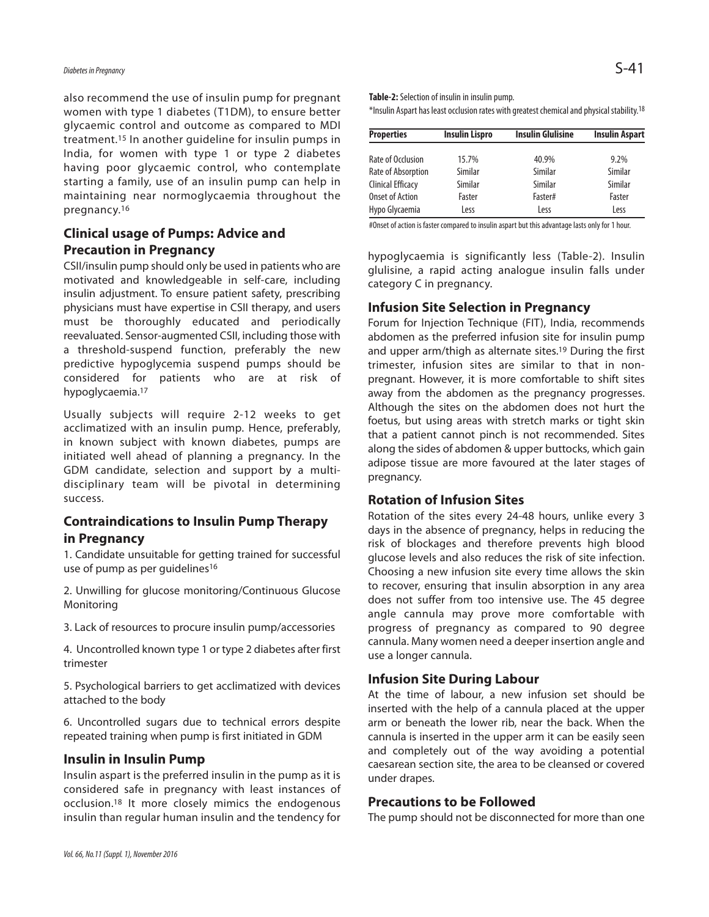also recommend the use of insulin pump for pregnant women with type 1 diabetes (T1DM), to ensure better glycaemic control and outcome as compared to MDI treatment.[15] In another guideline for insulin pumps in India, for women with type 1 or type 2 diabetes having poor glycaemic control, who contemplate starting a family, use of an insulin pump can help in maintaining near normoglycaemia throughout the pregnancy.[16]

## Clinical usage of Pumps: Advice and Precaution in Pregnancy

CSII/insulin pump should only be used in patients who are motivated and knowledgeable in self-care, including insulin adjustment. To ensure patient safety, prescribing physicians must have expertise in CSII therapy, and users must be thoroughly educated and periodically reevaluated. Sensor-augmented CSII, including those with a threshold-suspend function, preferably the new predictive hypoglycemia suspend pumps should be considered for patients who are at risk of hypoglycaemia.[17]

Usually subjects will require 2-12 weeks to get acclimatized with an insulin pump. Hence, preferably, in known subject with known diabetes, pumps are initiated well ahead of planning a pregnancy. In the GDM candidate, selection and support by a multi-disciplinary team will be pivotal in determining success.

## Contraindications to Insulin Pump Therapy in Pregnancy

1. Candidate unsuitable for getting trained for successful use of pump as per guidelines[16]

2. Unwilling for glucose monitoring/Continuous Glucose Monitoring

3. Lack of resources to procure insulin pump/accessories

4. Uncontrolled known type 1 or type 2 diabetes after first trimester

5. Psychological barriers to get acclimatized with devices attached to the body

6. Uncontrolled sugars due to technical errors despite repeated training when pump is first initiated in GDM

## Insulin in Insulin Pump

Insulin aspart is the preferred insulin in the pump as it is considered safe in pregnancy with least instances of occlusion.[18] It more closely mimics the endogenous insulin than regular human insulin and the tendency for hypoglycaemia is significantly less (Table-2). Insulin glulisine, a rapid acting analogue insulin falls under category C in pregnancy.

**Table-2:** Selection of insulin in insulin pump.

*Insulin Aspart has least occlusion rates with greatest chemical and physical stability.[18]

| Properties | Insulin Lispro | Insulin Glulisine | Insulin Aspart |
|---|---|---|---|
| Rate of Occlusion | 15.7% | 40.9% | 9.2% |
| Rate of Absorption | Similar | Similar | Similar |
| Clinical Efficacy | Similar | Similar | Similar |
| Onset of Action | Faster | Faster# | Faster |
| Hypo Glycaemia | Less | Less | Less |

#Onset of action is faster compared to insulin aspart but this advantage lasts only for 1 hour.

## Infusion Site Selection in Pregnancy

Forum for Injection Technique (FIT), India, recommends abdomen as the preferred infusion site for insulin pump and upper arm/thigh as alternate sites.[19] During the first trimester, infusion sites are similar to that in non-pregnant. However, it is more comfortable to shift sites away from the abdomen as the pregnancy progresses. Although the sites on the abdomen does not hurt the foetus, but using areas with stretch marks or tight skin that a patient cannot pinch is not recommended. Sites along the sides of abdomen & upper buttocks, which gain adipose tissue are more favoured at the later stages of pregnancy.

## Rotation of Infusion Sites

Rotation of the sites every 24-48 hours, unlike every 3 days in the absence of pregnancy, helps in reducing the risk of blockages and therefore prevents high blood glucose levels and also reduces the risk of site infection. Choosing a new infusion site every time allows the skin to recover, ensuring that insulin absorption in any area does not suffer from too intensive use. The 45 degree angle cannula may prove more comfortable with progress of pregnancy as compared to 90 degree cannula. Many women need a deeper insertion angle and use a longer cannula.

## Infusion Site During Labour

At the time of labour, a new infusion set should be inserted with the help of a cannula placed at the upper arm or beneath the lower rib, near the back. When the cannula is inserted in the upper arm it can be easily seen and completely out of the way avoiding a potential caesarean section site, the area to be cleansed or covered under drapes.

## Precautions to be Followed

The pump should not be disconnected for more than one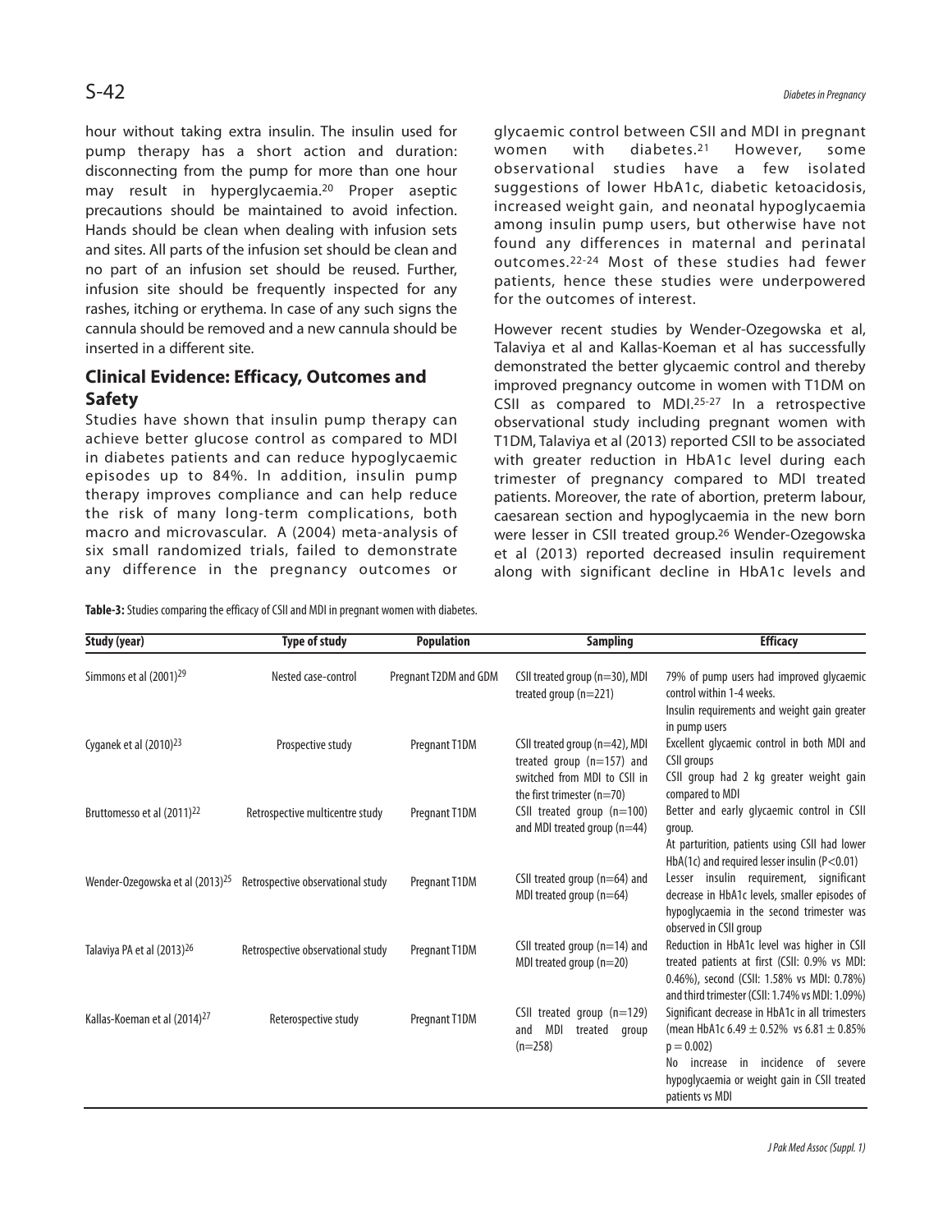hour without taking extra insulin. The insulin used for pump therapy has a short action and duration: disconnecting from the pump for more than one hour may result in hyperglycaemia.[20] Proper aseptic precautions should be maintained to avoid infection. Hands should be clean when dealing with infusion sets and sites. All parts of the infusion set should be clean and no part of an infusion set should be reused. Further, infusion site should be frequently inspected for any rashes, itching or erythema. In case of any such signs the cannula should be removed and a new cannula should be inserted in a different site.

## Clinical Evidence: Efficacy, Outcomes and Safety

Studies have shown that insulin pump therapy can achieve better glucose control as compared to MDI in diabetes patients and can reduce hypoglycaemic episodes up to 84%. In addition, insulin pump therapy improves compliance and can help reduce the risk of many long-term complications, both macro and microvascular. A (2004) meta-analysis of six small randomized trials, failed to demonstrate any difference in the pregnancy outcomes or glycaemic control between CSII and MDI in pregnant women with diabetes.[21] However, some observational studies have a few isolated suggestions of lower HbA1c, diabetic ketoacidosis, increased weight gain, and neonatal hypoglycaemia among insulin pump users, but otherwise have not found any differences in maternal and perinatal outcomes.[22-24] Most of these studies had fewer patients, hence these studies were underpowered for the outcomes of interest.

However recent studies by Wender-Ozegowska et al, Talaviya et al and Kallas-Koeman et al has successfully demonstrated the better glycaemic control and thereby improved pregnancy outcome in women with T1DM on CSII as compared to MDI.[25-27] In a retrospective observational study including pregnant women with T1DM, Talaviya et al (2013) reported CSII to be associated with greater reduction in HbA1c level during each trimester of pregnancy compared to MDI treated patients. Moreover, the rate of abortion, preterm labour, caesarean section and hypoglycaemia in the new born were lesser in CSII treated group.[26] Wender-Ozegowska et al (2013) reported decreased insulin requirement along with significant decline in HbA1c levels and

**Table-3:** Studies comparing the efficacy of CSII and MDI in pregnant women with diabetes.

| Study (year) | Type of study | Population | Sampling | Efficacy |
|---|---|---|---|---|
| Simmons et al (2001)[29] | Nested case-control | Pregnant T2DM and GDM | CSII treated group (n=30), MDI treated group (n=221) | 79% of pump users had improved glycaemic control within 1-4 weeks. Insulin requirements and weight gain greater in pump users |
| Cyganek et al (2010)[23] | Prospective study | Pregnant T1DM | CSII treated group (n=42), MDI treated group (n=157) and switched from MDI to CSII in the first trimester (n=70) | Excellent glycaemic control in both MDI and CSII groups. CSII group had 2 kg greater weight gain compared to MDI |
| Bruttomesso et al (2011)[22] | Retrospective multicentre study | Pregnant T1DM | CSII treated group (n=100) and MDI treated group (n=44) | Better and early glycaemic control in CSII group. At parturition, patients using CSII had lower HbA(1c) and required lesser insulin ($P<0.01$) |
| Wender-Ozegowska et al (2013)[25] | Retrospective observational study | Pregnant T1DM | CSII treated group (n=64) and MDI treated group (n=64) | Lesser insulin requirement, significant decrease in HbA1c levels, smaller episodes of hypoglycaemia in the second trimester was observed in CSII group |
| Talaviya PA et al (2013)[26] | Retrospective observational study | Pregnant T1DM | CSII treated group (n=14) and MDI treated group (n=20) | Reduction in HbA1c level was higher in CSII treated patients at first (CSII: 0.9% vs MDI: 0.46%), second (CSII: 1.58% vs MDI: 0.78%) and third trimester (CSII: 1.74% vs MDI: 1.09%) |
| Kallas-Koeman et al (2014)[27] | Reterospective study | Pregnant T1DM | CSII treated group (n=129) and MDI treated group (n=258) | Significant decrease in HbA1c in all trimesters (mean HbA1c $6.49 \pm 0.52\%$ vs $6.81 \pm 0.85\%$ $p = 0.002$). No increase in incidence of severe hypoglycaemia or weight gain in CSII treated patients vs MDI |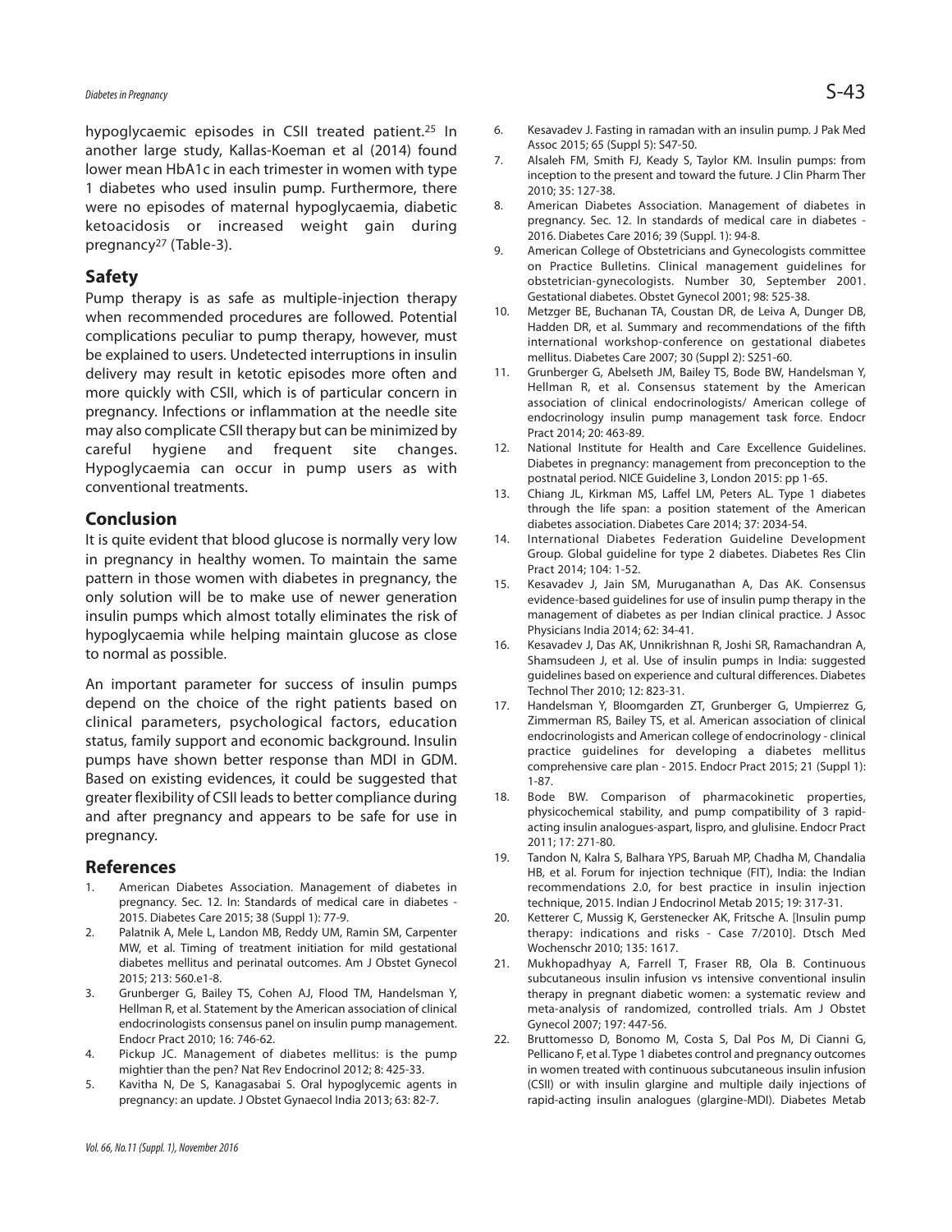hypoglycaemic episodes in CSII treated patient.[25] In another large study, Kallas-Koeman et al (2014) found lower mean HbA1c in each trimester in women with type 1 diabetes who used insulin pump. Furthermore, there were no episodes of maternal hypoglycaemia, diabetic ketoacidosis or increased weight gain during pregnancy[27] (Table-3).

## Safety

Pump therapy is as safe as multiple-injection therapy when recommended procedures are followed. Potential complications peculiar to pump therapy, however, must be explained to users. Undetected interruptions in insulin delivery may result in ketotic episodes more often and more quickly with CSII, which is of particular concern in pregnancy. Infections or inflammation at the needle site may also complicate CSII therapy but can be minimized by careful hygiene and frequent site changes. Hypoglycaemia can occur in pump users as with conventional treatments.

## Conclusion

It is quite evident that blood glucose is normally very low in pregnancy in healthy women. To maintain the same pattern in those women with diabetes in pregnancy, the only solution will be to make use of newer generation insulin pumps which almost totally eliminates the risk of hypoglycaemia while helping maintain glucose as close to normal as possible.

An important parameter for success of insulin pumps depend on the choice of the right patients based on clinical parameters, psychological factors, education status, family support and economic background. Insulin pumps have shown better response than MDI in GDM. Based on existing evidences, it could be suggested that greater flexibility of CSII leads to better compliance during and after pregnancy and appears to be safe for use in pregnancy.

## References

1. American Diabetes Association. Management of diabetes in pregnancy. Sec. 12. In: Standards of medical care in diabetes - 2015. Diabetes Care 2015; 38 (Suppl 1): 77-9.
2. Palatnik A, Mele L, Landon MB, Reddy UM, Ramin SM, Carpenter MW, et al. Timing of treatment initiation for mild gestational diabetes mellitus and perinatal outcomes. Am J Obstet Gynecol 2015; 213: 560.e1-8.
3. Grunberger G, Bailey TS, Cohen AJ, Flood TM, Handelsman Y, Hellman R, et al. Statement by the American association of clinical endocrinologists consensus panel on insulin pump management. Endocr Pract 2010; 16: 746-62.
4. Pickup JC. Management of diabetes mellitus: is the pump mightier than the pen? Nat Rev Endocrinol 2012; 8: 425-33.
5. Kavitha N, De S, Kanagasabai S. Oral hypoglycemic agents in pregnancy: an update. J Obstet Gynaecol India 2013; 63: 82-7.
6. Kesavadev J. Fasting in ramadan with an insulin pump. J Pak Med Assoc 2015; 65 (Suppl 5): S47-50.
7. Alsaleh FM, Smith FJ, Keady S, Taylor KM. Insulin pumps: from inception to the present and toward the future. J Clin Pharm Ther 2010; 35: 127-38.
8. American Diabetes Association. Management of diabetes in pregnancy. Sec. 12. In standards of medical care in diabetes - 2016. Diabetes Care 2016; 39 (Suppl. 1): 94-8.
9. American College of Obstetricians and Gynecologists committee on Practice Bulletins. Clinical management guidelines for obstetrician-gynecologists. Number 30, September 2001. Gestational diabetes. Obstet Gynecol 2001; 98: 525-38.
10. Metzger BE, Buchanan TA, Coustan DR, de Leiva A, Dunger DB, Hadden DR, et al. Summary and recommendations of the fifth international workshop-conference on gestational diabetes mellitus. Diabetes Care 2007; 30 (Suppl 2): S251-60.
11. Grunberger G, Abelseth JM, Bailey TS, Bode BW, Handelsman Y, Hellman R, et al. Consensus statement by the American association of clinical endocrinologists/ American college of endocrinology insulin pump management task force. Endocr Pract 2014; 20: 463-89.
12. National Institute for Health and Care Excellence Guidelines. Diabetes in pregnancy: management from preconception to the postnatal period. NICE Guideline 3, London 2015: pp 1-65.
13. Chiang JL, Kirkman MS, Laffel LM, Peters AL. Type 1 diabetes through the life span: a position statement of the American diabetes association. Diabetes Care 2014; 37: 2034-54.
14. International Diabetes Federation Guideline Development Group. Global guideline for type 2 diabetes. Diabetes Res Clin Pract 2014; 104: 1-52.
15. Kesavadev J, Jain SM, Muruganathan A, Das AK. Consensus evidence-based guidelines for use of insulin pump therapy in the management of diabetes as per Indian clinical practice. J Assoc Physicians India 2014; 62: 34-41.
16. Kesavadev J, Das AK, Unnikrishnan R, Joshi SR, Ramachandran A, Shamsudeen J, et al. Use of insulin pumps in India: suggested guidelines based on experience and cultural differences. Diabetes Technol Ther 2010; 12: 823-31.
17. Handelsman Y, Bloomgarden ZT, Grunberger G, Umpierrez G, Zimmerman RS, Bailey TS, et al. American association of clinical endocrinologists and American college of endocrinology - clinical practice guidelines for developing a diabetes mellitus comprehensive care plan - 2015. Endocr Pract 2015; 21 (Suppl 1): 1-87.
18. Bode BW. Comparison of pharmacokinetic properties, physicochemical stability, and pump compatibility of 3 rapid-acting insulin analogues-aspart, lispro, and glulisine. Endocr Pract 2011; 17: 271-80.
19. Tandon N, Kalra S, Balhara YPS, Baruah MP, Chadha M, Chandalia HB, et al. Forum for injection technique (FIT), India: the Indian recommendations 2.0, for best practice in insulin injection technique, 2015. Indian J Endocrinol Metab 2015; 19: 317-31.
20. Ketterer C, Mussig K, Gerstenecker AK, Fritsche A. [Insulin pump therapy: indications and risks - Case 7/2010]. Dtsch Med Wochenschr 2010; 135: 1617.
21. Mukhopadhyay A, Farrell T, Fraser RB, Ola B. Continuous subcutaneous insulin infusion vs intensive conventional insulin therapy in pregnant diabetic women: a systematic review and meta-analysis of randomized, controlled trials. Am J Obstet Gynecol 2007; 197: 447-56.
22. Bruttomesso D, Bonomo M, Costa S, Dal Pos M, Di Cianni G, Pellicano F, et al. Type 1 diabetes control and pregnancy outcomes in women treated with continuous subcutaneous insulin infusion (CSII) or with insulin glargine and multiple daily injections of rapid-acting insulin analogues (glargine-MDI). Diabetes Metab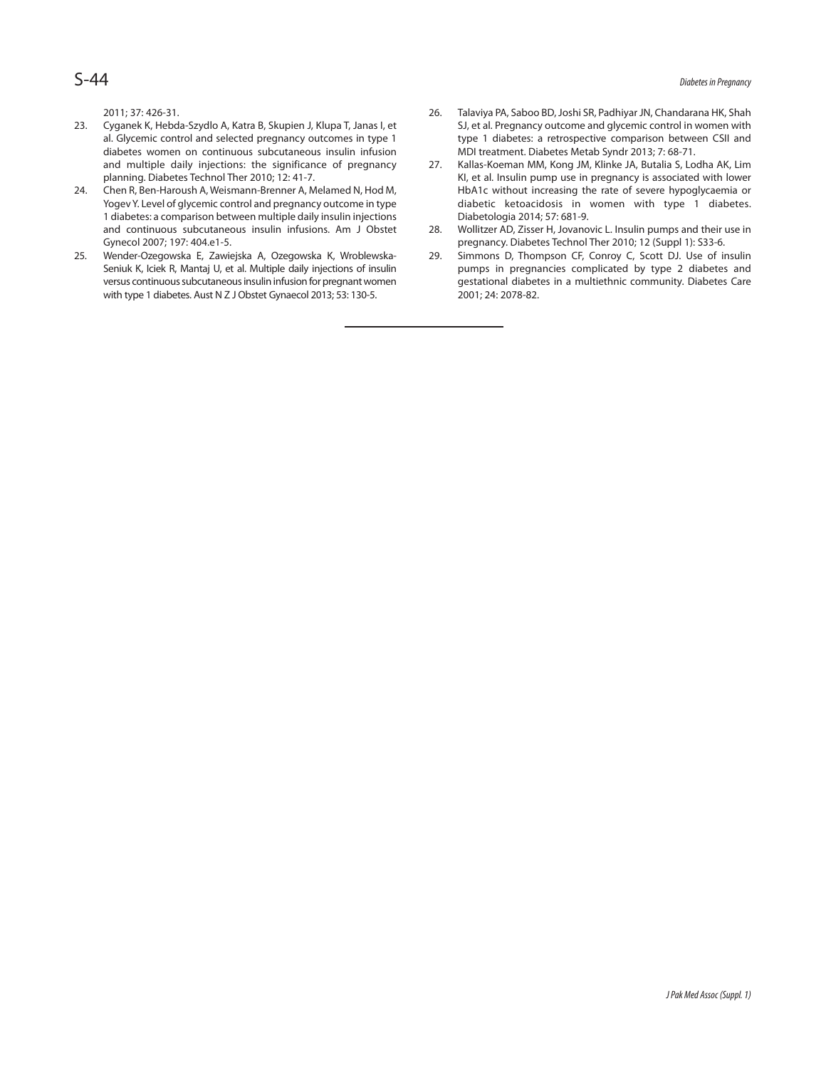2011; 37: 426-31.

23. Cyganek K, Hebda-Szydlo A, Katra B, Skupien J, Klupa T, Janas I, et al. Glycemic control and selected pregnancy outcomes in type 1 diabetes women on continuous subcutaneous insulin infusion and multiple daily injections: the significance of pregnancy planning. Diabetes Technol Ther 2010; 12: 41-7.
24. Chen R, Ben-Haroush A, Weismann-Brenner A, Melamed N, Hod M, Yogev Y. Level of glycemic control and pregnancy outcome in type 1 diabetes: a comparison between multiple daily insulin injections and continuous subcutaneous insulin infusions. Am J Obstet Gynecol 2007; 197: 404.e1-5.
25. Wender-Ozegowska E, Zawiejska A, Ozegowska K, Wroblewska-Seniuk K, Iciek R, Mantaj U, et al. Multiple daily injections of insulin versus continuous subcutaneous insulin infusion for pregnant women with type 1 diabetes. Aust N Z J Obstet Gynaecol 2013; 53: 130-5.
26. Talaviya PA, Saboo BD, Joshi SR, Padhiyar JN, Chandarana HK, Shah SJ, et al. Pregnancy outcome and glycemic control in women with type 1 diabetes: a retrospective comparison between CSII and MDI treatment. Diabetes Metab Syndr 2013; 7: 68-71.
27. Kallas-Koeman MM, Kong JM, Klinke JA, Butalia S, Lodha AK, Lim KI, et al. Insulin pump use in pregnancy is associated with lower HbA1c without increasing the rate of severe hypoglycaemia or diabetic ketoacidosis in women with type 1 diabetes. Diabetologia 2014; 57: 681-9.
28. Wollitzer AD, Zisser H, Jovanovic L. Insulin pumps and their use in pregnancy. Diabetes Technol Ther 2010; 12 (Suppl 1): S33-6.
29. Simmons D, Thompson CF, Conroy C, Scott DJ. Use of insulin pumps in pregnancies complicated by type 2 diabetes and gestational diabetes in a multiethnic community. Diabetes Care 2001; 24: 2078-82.